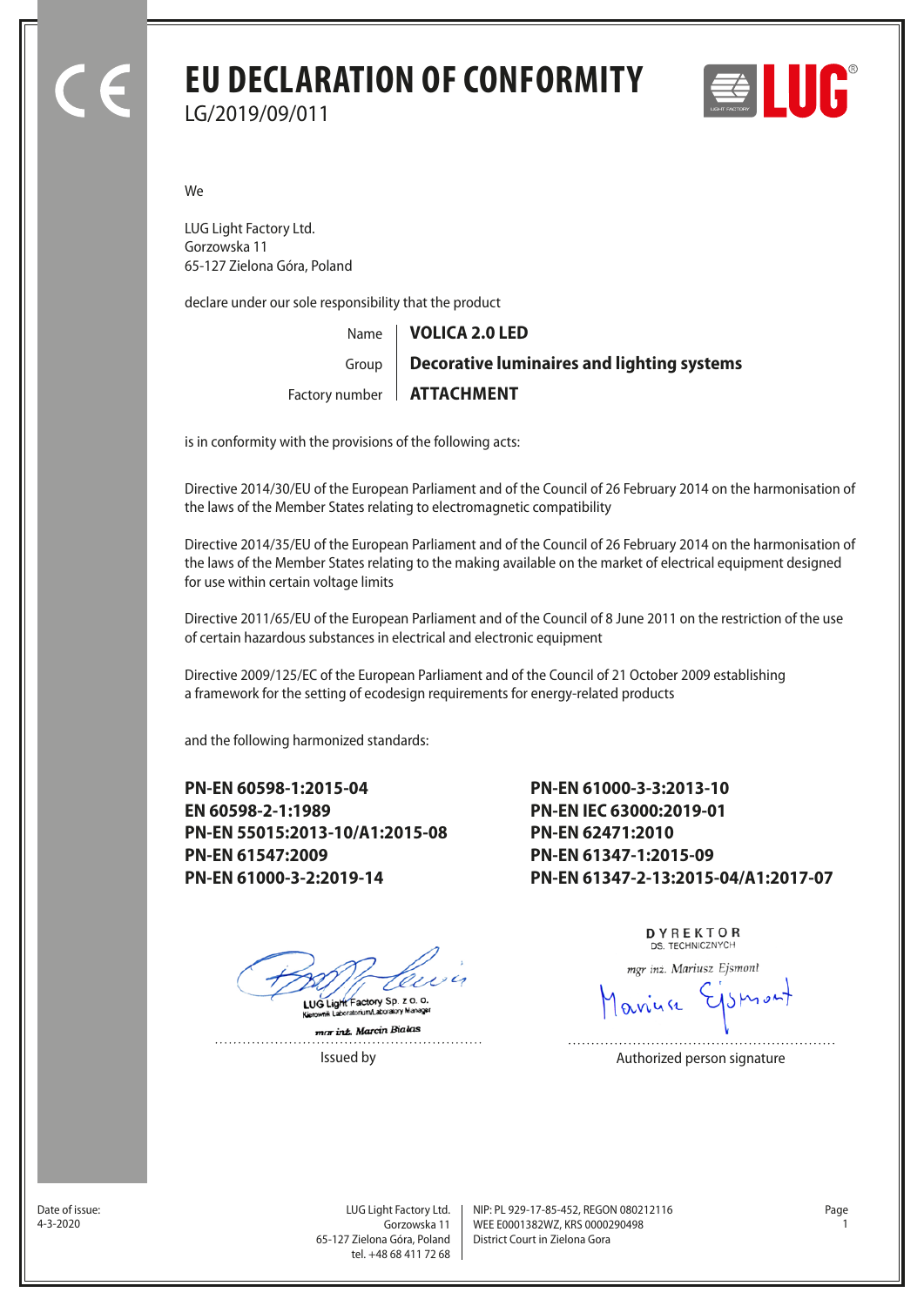# EU DECLARATION OF CONFORMITY

LG/2019/09/011

We

LUG Light Factory Ltd.
Gorzowska 11
65-127 Zielona Góra, Poland

declare under our sole responsibility that the product

| | |
|---|---|
| Name | **VOLICA 2.0 LED** |
| Group | **Decorative luminaires and lighting systems** |
| Factory number | **ATTACHMENT** |

is in conformity with the provisions of the following acts:

Directive 2014/30/EU of the European Parliament and of the Council of 26 February 2014 on the harmonisation of the laws of the Member States relating to electromagnetic compatibility

Directive 2014/35/EU of the European Parliament and of the Council of 26 February 2014 on the harmonisation of the laws of the Member States relating to the making available on the market of electrical equipment designed for use within certain voltage limits

Directive 2011/65/EU of the European Parliament and of the Council of 8 June 2011 on the restriction of the use of certain hazardous substances in electrical and electronic equipment

Directive 2009/125/EC of the European Parliament and of the Council of 21 October 2009 establishing a framework for the setting of ecodesign requirements for energy-related products

and the following harmonized standards:

**PN-EN 60598-1:2015-04**
**EN 60598-2-1:1989**
**PN-EN 55015:2013-10/A1:2015-08**
**PN-EN 61547:2009**
**PN-EN 61000-3-2:2019-14**
**PN-EN 61000-3-3:2013-10**
**PN-EN IEC 63000:2019-01**
**PN-EN 62471:2010**
**PN-EN 61347-1:2015-09**
**PN-EN 61347-2-13:2015-04/A1:2017-07**

LUG Light Factory Sp. z o. o.
Kierownik Laboratorium/Laboratory Manager
mgr inż. Marcin Białas

Issued by

DYREKTOR
DS. TECHNICZNYCH
mgr inż. Mariusz Ejsmont

Authorized person signature

Date of issue:
4-3-2020

LUG Light Factory Ltd.
Gorzowska 11
65-127 Zielona Góra, Poland
tel. +48 68 411 72 68

NIP: PL 929-17-85-452, REGON 080212116
WEE E0001382WZ, KRS 0000290498
District Court in Zielona Gora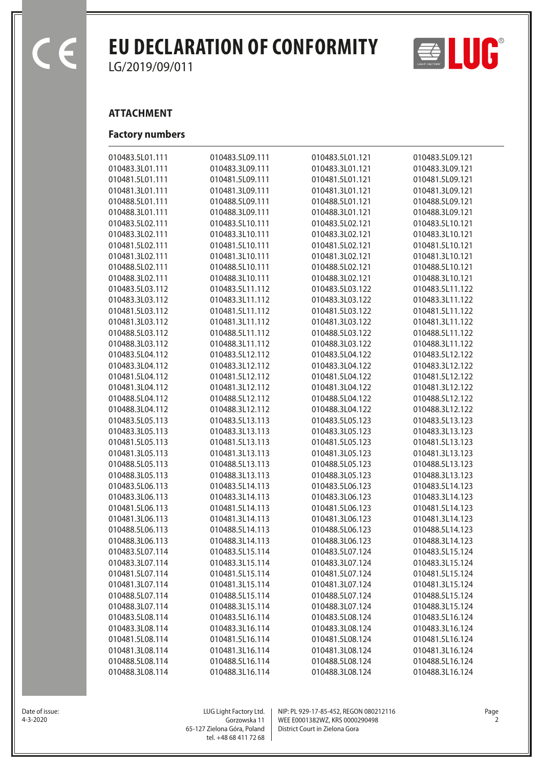# EU DECLARATION OF CONFORMITY

LG/2019/09/011

### ATTACHMENT

### Factory numbers

| | | | |
|---|---|---|---|
| 010483.5L01.111 | 010483.5L09.111 | 010483.5L01.121 | 010483.5L09.121 |
| 010483.3L01.111 | 010483.3L09.111 | 010483.3L01.121 | 010483.3L09.121 |
| 010481.5L01.111 | 010481.5L09.111 | 010481.5L01.121 | 010481.5L09.121 |
| 010481.3L01.111 | 010481.3L09.111 | 010481.3L01.121 | 010481.3L09.121 |
| 010488.5L01.111 | 010488.5L09.111 | 010488.5L01.121 | 010488.5L09.121 |
| 010488.3L01.111 | 010488.3L09.111 | 010488.3L01.121 | 010488.3L09.121 |
| 010483.5L02.111 | 010483.5L10.111 | 010483.5L02.121 | 010483.5L10.121 |
| 010483.3L02.111 | 010483.3L10.111 | 010483.3L02.121 | 010483.3L10.121 |
| 010481.5L02.111 | 010481.5L10.111 | 010481.5L02.121 | 010481.5L10.121 |
| 010481.3L02.111 | 010481.3L10.111 | 010481.3L02.121 | 010481.3L10.121 |
| 010488.5L02.111 | 010488.5L10.111 | 010488.5L02.121 | 010488.5L10.121 |
| 010488.3L02.111 | 010488.3L10.111 | 010488.3L02.121 | 010488.3L10.121 |
| 010483.5L03.112 | 010483.5L11.112 | 010483.5L03.122 | 010483.5L11.122 |
| 010483.3L03.112 | 010483.3L11.112 | 010483.3L03.122 | 010483.3L11.122 |
| 010481.5L03.112 | 010481.5L11.112 | 010481.5L03.122 | 010481.5L11.122 |
| 010481.3L03.112 | 010481.3L11.112 | 010481.3L03.122 | 010481.3L11.122 |
| 010488.5L03.112 | 010488.5L11.112 | 010488.5L03.122 | 010488.5L11.122 |
| 010488.3L03.112 | 010488.3L11.112 | 010488.3L03.122 | 010488.3L11.122 |
| 010483.5L04.112 | 010483.5L12.112 | 010483.5L04.122 | 010483.5L12.122 |
| 010483.3L04.112 | 010483.3L12.112 | 010483.3L04.122 | 010483.3L12.122 |
| 010481.5L04.112 | 010481.5L12.112 | 010481.5L04.122 | 010481.5L12.122 |
| 010481.3L04.112 | 010481.3L12.112 | 010481.3L04.122 | 010481.3L12.122 |
| 010488.5L04.112 | 010488.5L12.112 | 010488.5L04.122 | 010488.5L12.122 |
| 010488.3L04.112 | 010488.3L12.112 | 010488.3L04.122 | 010488.3L12.122 |
| 010483.5L05.113 | 010483.5L13.113 | 010483.5L05.123 | 010483.5L13.123 |
| 010483.3L05.113 | 010483.3L13.113 | 010483.3L05.123 | 010483.3L13.123 |
| 010481.5L05.113 | 010481.5L13.113 | 010481.5L05.123 | 010481.5L13.123 |
| 010481.3L05.113 | 010481.3L13.113 | 010481.3L05.123 | 010481.3L13.123 |
| 010488.5L05.113 | 010488.5L13.113 | 010488.5L05.123 | 010488.5L13.123 |
| 010488.3L05.113 | 010488.3L13.113 | 010488.3L05.123 | 010488.3L13.123 |
| 010483.5L06.113 | 010483.5L14.113 | 010483.5L06.123 | 010483.5L14.123 |
| 010483.3L06.113 | 010483.3L14.113 | 010483.3L06.123 | 010483.3L14.123 |
| 010481.5L06.113 | 010481.5L14.113 | 010481.5L06.123 | 010481.5L14.123 |
| 010481.3L06.113 | 010481.3L14.113 | 010481.3L06.123 | 010481.3L14.123 |
| 010488.5L06.113 | 010488.5L14.113 | 010488.5L06.123 | 010488.5L14.123 |
| 010488.3L06.113 | 010488.3L14.113 | 010488.3L06.123 | 010488.3L14.123 |
| 010483.5L07.114 | 010483.5L15.114 | 010483.5L07.124 | 010483.5L15.124 |
| 010483.3L07.114 | 010483.3L15.114 | 010483.3L07.124 | 010483.3L15.124 |
| 010481.5L07.114 | 010481.5L15.114 | 010481.5L07.124 | 010481.5L15.124 |
| 010481.3L07.114 | 010481.3L15.114 | 010481.3L07.124 | 010481.3L15.124 |
| 010488.5L07.114 | 010488.5L15.114 | 010488.5L07.124 | 010488.5L15.124 |
| 010488.3L07.114 | 010488.3L15.114 | 010488.3L07.124 | 010488.3L15.124 |
| 010483.5L08.114 | 010483.5L16.114 | 010483.5L08.124 | 010483.5L16.124 |
| 010483.3L08.114 | 010483.3L16.114 | 010483.3L08.124 | 010483.3L16.124 |
| 010481.5L08.114 | 010481.5L16.114 | 010481.5L08.124 | 010481.5L16.124 |
| 010481.3L08.114 | 010481.3L16.114 | 010481.3L08.124 | 010481.3L16.124 |
| 010488.5L08.114 | 010488.5L16.114 | 010488.5L08.124 | 010488.5L16.124 |
| 010488.3L08.114 | 010488.3L16.114 | 010488.3L08.124 | 010488.3L16.124 |

Date of issue:
4-3-2020

LUG Light Factory Ltd.
Gorzowska 11
65-127 Zielona Góra, Poland
tel. +48 68 411 72 68

NIP: PL 929-17-85-452, REGON 080212116
WEE E0001382WZ, KRS 0000290498
District Court in Zielona Gora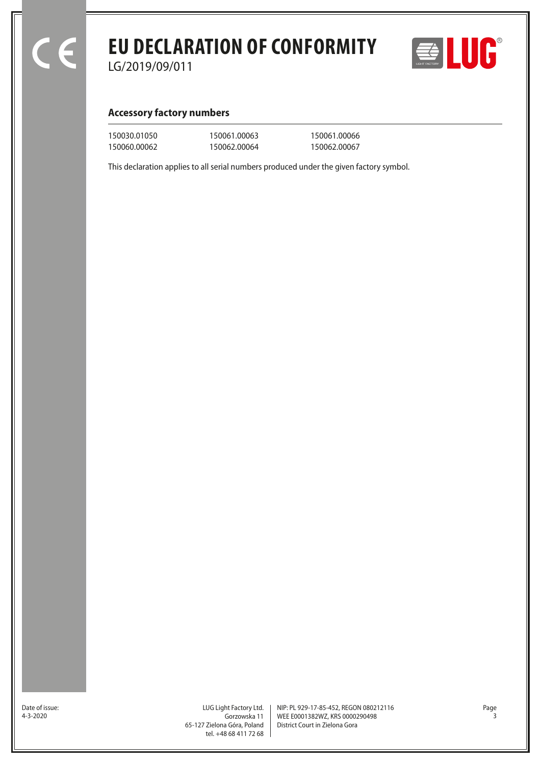# EU DECLARATION OF CONFORMITY

LG/2019/09/011

## Accessory factory numbers

| | | |
|---|---|---|
| 150030.01050 | 150061.00063 | 150061.00066 |
| 150060.00062 | 150062.00064 | 150062.00067 |

This declaration applies to all serial numbers produced under the given factory symbol.

Date of issue:
4-3-2020

LUG Light Factory Ltd.
Gorzowska 11
65-127 Zielona Góra, Poland
tel. +48 68 411 72 68

NIP: PL 929-17-85-452, REGON 080212116
WEE E0001382WZ, KRS 0000290498
District Court in Zielona Gora